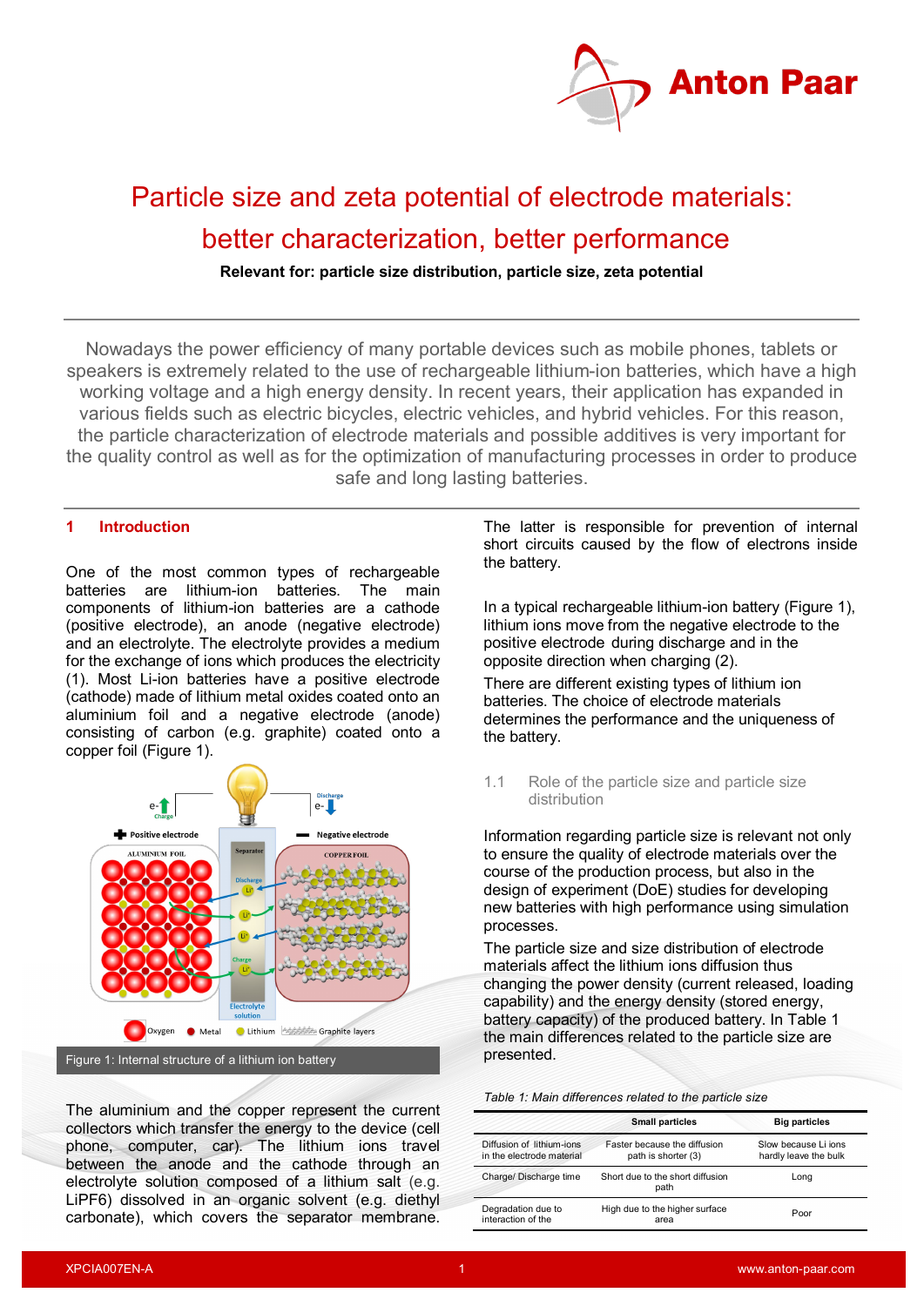# Particle size and zeta potential of electrode materials: better characterization, better performance

**Relevant for: particle size distribution, particle size, zeta potential**

Nowadays the power efficiency of many portable devices such as mobile phones, tablets or speakers is extremely related to the use of rechargeable lithium-ion batteries, which have a high working voltage and a high energy density. In recent years, their application has expanded in various fields such as electric bicycles, electric vehicles, and hybrid vehicles. For this reason, the particle characterization of electrode materials and possible additives is very important for the quality control as well as for the optimization of manufacturing processes in order to produce safe and long lasting batteries.

## 1 Introduction

One of the most common types of rechargeable batteries are lithium-ion batteries. The main components of lithium-ion batteries are a cathode (positive electrode), an anode (negative electrode) and an electrolyte. The electrolyte provides a medium for the exchange of ions which produces the electricity (1). Most Li-ion batteries have a positive electrode (cathode) made of lithium metal oxides coated onto an aluminium foil and a negative electrode (anode) consisting of carbon (e.g. graphite) coated onto a copper foil (Figure 1).

Figure 1: Internal structure of a lithium ion battery

The aluminium and the copper represent the current collectors which transfer the energy to the device (cell phone, computer, car). The lithium ions travel between the anode and the cathode through an electrolyte solution composed of a lithium salt (e.g. $LiPF_6$) dissolved in an organic solvent (e.g. diethyl carbonate), which covers the separator membrane. The latter is responsible for prevention of internal short circuits caused by the flow of electrons inside the battery.

In a typical rechargeable lithium-ion battery (Figure 1), lithium ions move from the negative electrode to the positive electrode during discharge and in the opposite direction when charging (2).

There are different existing types of lithium ion batteries. The choice of electrode materials determines the performance and the uniqueness of the battery.

### 1.1 Role of the particle size and particle size distribution

Information regarding particle size is relevant not only to ensure the quality of electrode materials over the course of the production process, but also in the design of experiment (DoE) studies for developing new batteries with high performance using simulation processes.

The particle size and size distribution of electrode materials affect the lithium ions diffusion thus changing the power density (current released, loading capability) and the energy density (stored energy, battery capacity) of the produced battery. In Table 1 the main differences related to the particle size are presented.

*Table 1: Main differences related to the particle size*

| | Small particles | Big particles |
|---|---|---|
| Diffusion of lithium-ions in the electrode material | Faster because the diffusion path is shorter (3) | Slow because Li ions hardly leave the bulk |
| Charge/ Discharge time | Short due to the short diffusion path | Long |
| Degradation due to interaction of the | High due to the higher surface area | Poor |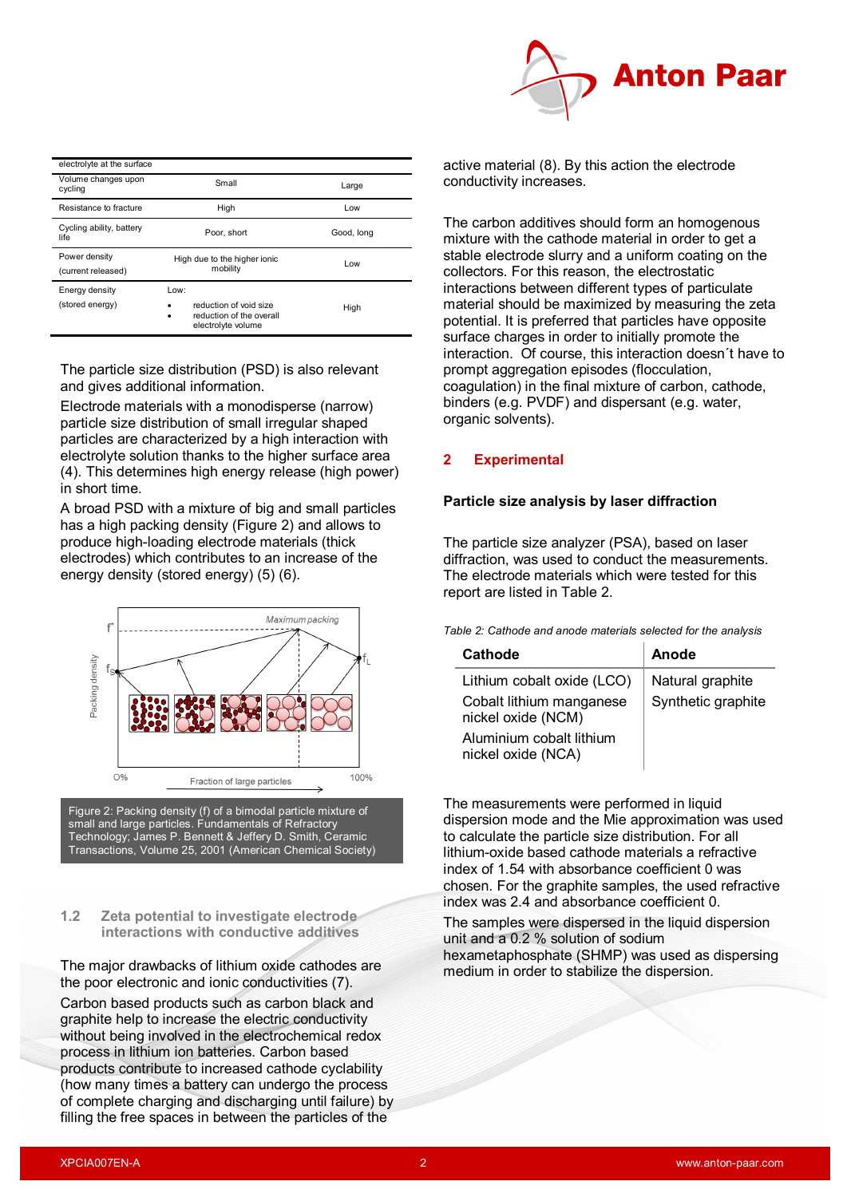| electrolyte at the surface | | |
|---|---|---|
| Volume changes upon cycling | Small | Large |
| Resistance to fracture | High | Low |
| Cycling ability, battery life | Poor, short | Good, long |
| Power density (current released) | High due to the higher ionic mobility | Low |
| Energy density (stored energy) | Low: • reduction of void size • reduction of the overall electrolyte volume | High |

The particle size distribution (PSD) is also relevant and gives additional information.

Electrode materials with a monodisperse (narrow) particle size distribution of small irregular shaped particles are characterized by a high interaction with electrolyte solution thanks to the higher surface area (4). This determines high energy release (high power) in short time.

A broad PSD with a mixture of big and small particles has a high packing density (Figure 2) and allows to produce high-loading electrode materials (thick electrodes) which contributes to an increase of the energy density (stored energy) (5) (6).

Figure 2: Packing density (f) of a bimodal particle mixture of small and large particles. Fundamentals of Refractory Technology; James P. Bennett & Jeffery D. Smith, Ceramic Transactions, Volume 25, 2001 (American Chemical Society)

## 1.2 Zeta potential to investigate electrode interactions with conductive additives

The major drawbacks of lithium oxide cathodes are the poor electronic and ionic conductivities (7).

Carbon based products such as carbon black and graphite help to increase the electric conductivity without being involved in the electrochemical redox process in lithium ion batteries. Carbon based products contribute to increased cathode cyclability (how many times a battery can undergo the process of complete charging and discharging until failure) by filling the free spaces in between the particles of the active material (8). By this action the electrode conductivity increases.

The carbon additives should form an homogenous mixture with the cathode material in order to get a stable electrode slurry and a uniform coating on the collectors. For this reason, the electrostatic interactions between different types of particulate material should be maximized by measuring the zeta potential. It is preferred that particles have opposite surface charges in order to initially promote the interaction. Of course, this interaction doesn´t have to prompt aggregation episodes (flocculation, coagulation) in the final mixture of carbon, cathode, binders (e.g. PVDF) and dispersant (e.g. water, organic solvents).

# 2 Experimental

### Particle size analysis by laser diffraction

The particle size analyzer (PSA), based on laser diffraction, was used to conduct the measurements. The electrode materials which were tested for this report are listed in Table 2.

*Table 2: Cathode and anode materials selected for the analysis*

| Cathode | Anode |
|---|---|
| Lithium cobalt oxide (LCO) | Natural graphite |
| Cobalt lithium manganese nickel oxide (NCM) | Synthetic graphite |
| Aluminium cobalt lithium nickel oxide (NCA) | |

The measurements were performed in liquid dispersion mode and the Mie approximation was used to calculate the particle size distribution. For all lithium-oxide based cathode materials a refractive index of 1.54 with absorbance coefficient 0 was chosen. For the graphite samples, the used refractive index was 2.4 and absorbance coefficient 0.

The samples were dispersed in the liquid dispersion unit and a 0.2 % solution of sodium hexametaphosphate (SHMP) was used as dispersing medium in order to stabilize the dispersion.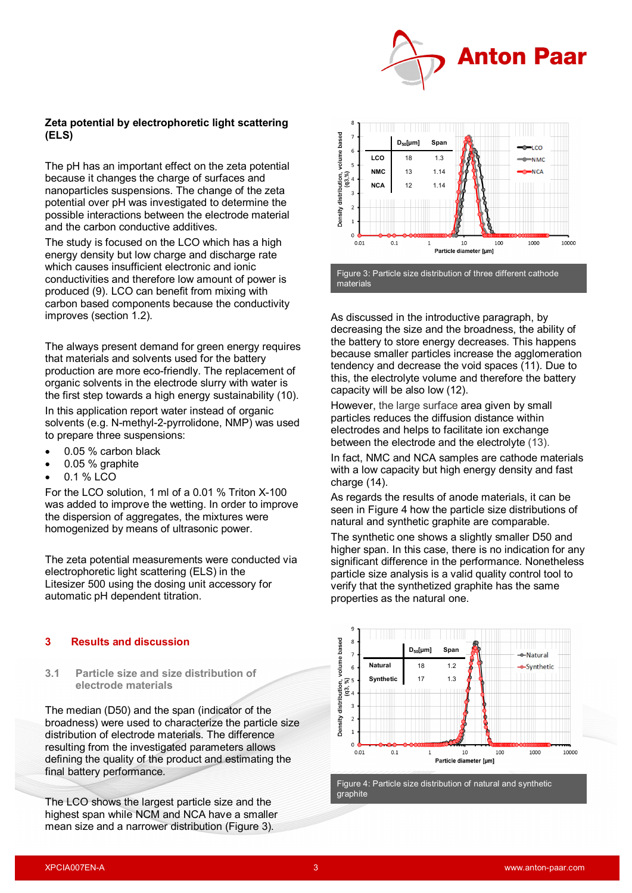**Zeta potential by electrophoretic light scattering (ELS)**

The pH has an important effect on the zeta potential because it changes the charge of surfaces and nanoparticles suspensions. The change of the zeta potential over pH was investigated to determine the possible interactions between the electrode material and the carbon conductive additives.

The study is focused on the LCO which has a high energy density but low charge and discharge rate which causes insufficient electronic and ionic conductivities and therefore low amount of power is produced (9). LCO can benefit from mixing with carbon based components because the conductivity improves (section 1.2).

The always present demand for green energy requires that materials and solvents used for the battery production are more eco-friendly. The replacement of organic solvents in the electrode slurry with water is the first step towards a high energy sustainability (10).

In this application report water instead of organic solvents (e.g. N-methyl-2-pyrrolidone, NMP) was used to prepare three suspensions:

- 0.05 % carbon black
- 0.05 % graphite
- 0.1 % LCO

For the LCO solution, 1 ml of a 0.01 % Triton X-100 was added to improve the wetting. In order to improve the dispersion of aggregates, the mixtures were homogenized by means of ultrasonic power.

The zeta potential measurements were conducted via electrophoretic light scattering (ELS) in the Litesizer 500 using the dosing unit accessory for automatic pH dependent titration.

## 3 Results and discussion

### 3.1 Particle size and size distribution of electrode materials

The median (D50) and the span (indicator of the broadness) were used to characterize the particle size distribution of electrode materials. The difference resulting from the investigated parameters allows defining the quality of the product and estimating the final battery performance.

The LCO shows the largest particle size and the highest span while NCM and NCA have a smaller mean size and a narrower distribution (Figure 3).

| | $D_{50}$[µm] | Span |
|---|---|---|
| LCO | 18 | 1.3 |
| NMC | 13 | 1.14 |
| NCA | 12 | 1.14 |

Figure 3: Particle size distribution of three different cathode materials

As discussed in the introductive paragraph, by decreasing the size and the broadness, the ability of the battery to store energy decreases. This happens because smaller particles increase the agglomeration tendency and decrease the void spaces (11). Due to this, the electrolyte volume and therefore the battery capacity will be also low (12).

However, the large surface area given by small particles reduces the diffusion distance within electrodes and helps to facilitate ion exchange between the electrode and the electrolyte (13).

In fact, NMC and NCA samples are cathode materials with a low capacity but high energy density and fast charge (14).

As regards the results of anode materials, it can be seen in Figure 4 how the particle size distributions of natural and synthetic graphite are comparable.

The synthetic one shows a slightly smaller D50 and higher span. In this case, there is no indication for any significant difference in the performance. Nonetheless particle size analysis is a valid quality control tool to verify that the synthetized graphite has the same properties as the natural one.

| | $D_{50}$[µm] | Span |
|---|---|---|
| Natural | 18 | 1.2 |
| Synthetic | 17 | 1.3 |

Figure 4: Particle size distribution of natural and synthetic graphite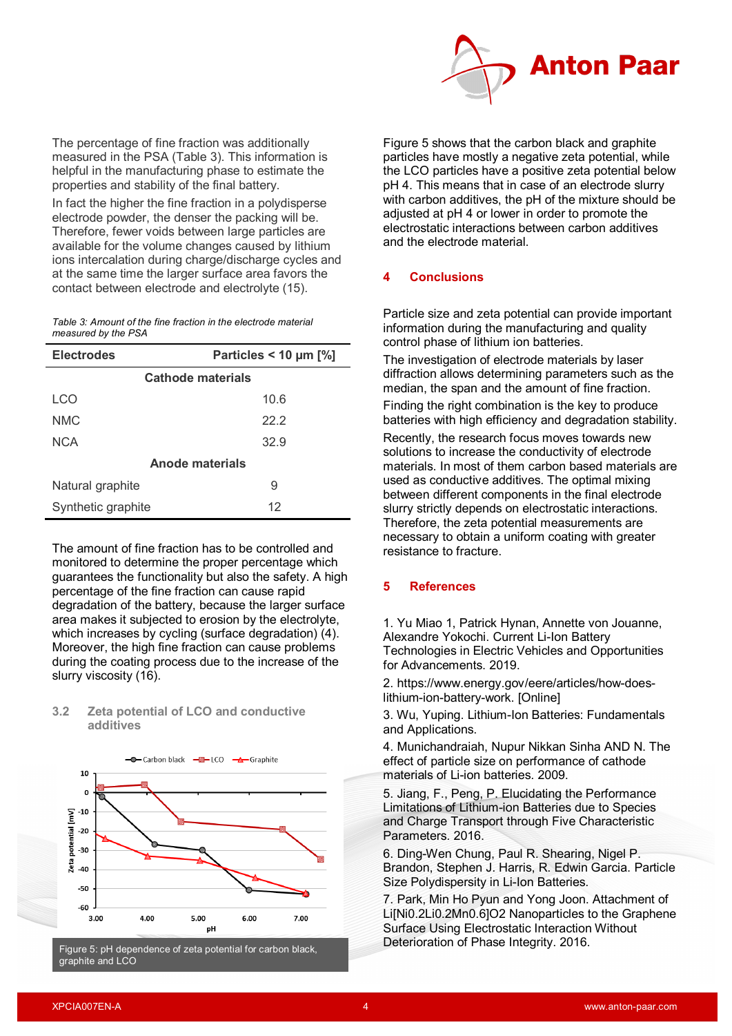The percentage of fine fraction was additionally measured in the PSA (Table 3). This information is helpful in the manufacturing phase to estimate the properties and stability of the final battery.

In fact the higher the fine fraction in a polydisperse electrode powder, the denser the packing will be. Therefore, fewer voids between large particles are available for the volume changes caused by lithium ions intercalation during charge/discharge cycles and at the same time the larger surface area favors the contact between electrode and electrolyte (15).

*Table 3: Amount of the fine fraction in the electrode material measured by the PSA*

| Electrodes | Particles < 10 µm [%] |
|---|---|
| **Cathode materials** | |
| LCO | 10.6 |
| NMC | 22.2 |
| NCA | 32.9 |
| **Anode materials** | |
| Natural graphite | 9 |
| Synthetic graphite | 12 |

The amount of fine fraction has to be controlled and monitored to determine the proper percentage which guarantees the functionality but also the safety. A high percentage of the fine fraction can cause rapid degradation of the battery, because the larger surface area makes it subjected to erosion by the electrolyte, which increases by cycling (surface degradation) (4). Moreover, the high fine fraction can cause problems during the coating process due to the increase of the slurry viscosity (16).

### 3.2 Zeta potential of LCO and conductive additives

Figure 5: pH dependence of zeta potential for carbon black, graphite and LCO

Figure 5 shows that the carbon black and graphite particles have mostly a negative zeta potential, while the LCO particles have a positive zeta potential below pH 4. This means that in case of an electrode slurry with carbon additives, the pH of the mixture should be adjusted at pH 4 or lower in order to promote the electrostatic interactions between carbon additives and the electrode material.

## 4 Conclusions

Particle size and zeta potential can provide important information during the manufacturing and quality control phase of lithium ion batteries.

The investigation of electrode materials by laser diffraction allows determining parameters such as the median, the span and the amount of fine fraction.

Finding the right combination is the key to produce batteries with high efficiency and degradation stability.

Recently, the research focus moves towards new solutions to increase the conductivity of electrode materials. In most of them carbon based materials are used as conductive additives. The optimal mixing between different components in the final electrode slurry strictly depends on electrostatic interactions. Therefore, the zeta potential measurements are necessary to obtain a uniform coating with greater resistance to fracture.

## 5 References

1. Yu Miao 1, Patrick Hynan, Annette von Jouanne, Alexandre Yokochi. Current Li-Ion Battery Technologies in Electric Vehicles and Opportunities for Advancements. 2019.

2. https://www.energy.gov/eere/articles/how-does-lithium-ion-battery-work. [Online]

3. Wu, Yuping. Lithium-Ion Batteries: Fundamentals and Applications.

4. Munichandraiah, Nupur Nikkan Sinha AND N. The effect of particle size on performance of cathode materials of Li-ion batteries. 2009.

5. Jiang, F., Peng, P. Elucidating the Performance Limitations of Lithium-ion Batteries due to Species and Charge Transport through Five Characteristic Parameters. 2016.

6. Ding-Wen Chung, Paul R. Shearing, Nigel P. Brandon, Stephen J. Harris, R. Edwin Garcia. Particle Size Polydispersity in Li-Ion Batteries.

7. Park, Min Ho Pyun and Yong Joon. Attachment of Li[Ni0.2Li0.2Mn0.6]O2 Nanoparticles to the Graphene Surface Using Electrostatic Interaction Without Deterioration of Phase Integrity. 2016.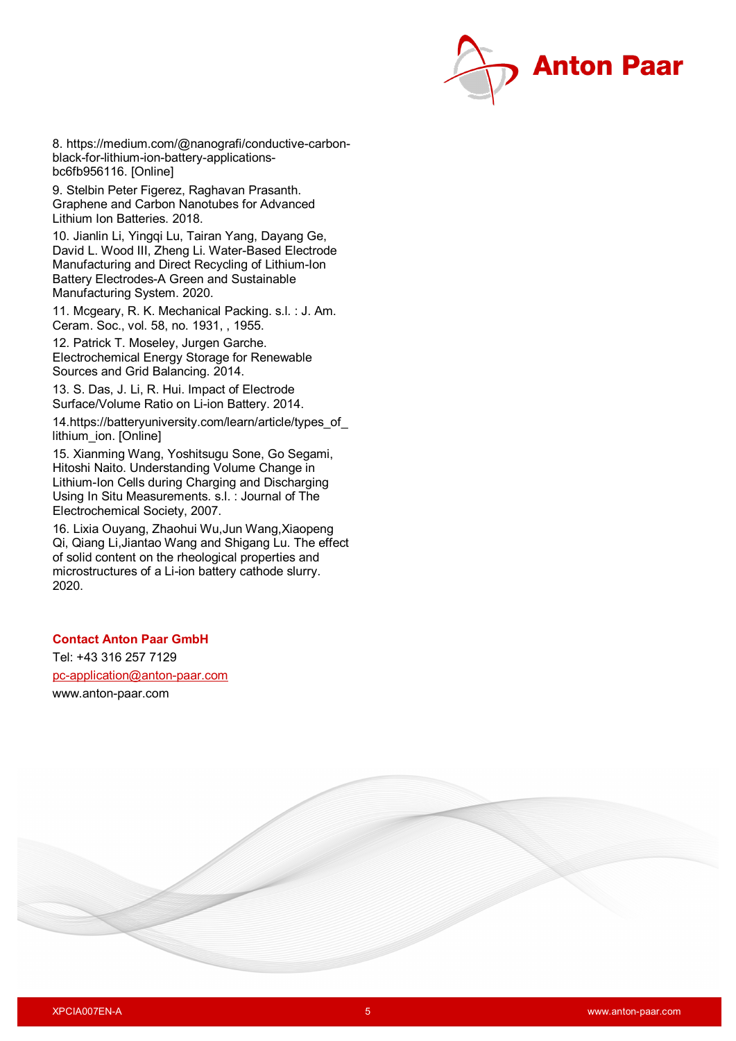8. https://medium.com/@nanografi/conductive-carbon-black-for-lithium-ion-battery-applications-bc6fb956116. [Online]

9. Stelbin Peter Figerez, Raghavan Prasanth. Graphene and Carbon Nanotubes for Advanced Lithium Ion Batteries. 2018.

10. Jianlin Li, Yingqi Lu, Tairan Yang, Dayang Ge, David L. Wood III, Zheng Li. Water-Based Electrode Manufacturing and Direct Recycling of Lithium-Ion Battery Electrodes-A Green and Sustainable Manufacturing System. 2020.

11. Mcgeary, R. K. Mechanical Packing. s.l. : J. Am. Ceram. Soc., vol. 58, no. 1931, , 1955.

12. Patrick T. Moseley, Jurgen Garche. Electrochemical Energy Storage for Renewable Sources and Grid Balancing. 2014.

13. S. Das, J. Li, R. Hui. Impact of Electrode Surface/Volume Ratio on Li-ion Battery. 2014.

14.https://batteryuniversity.com/learn/article/types_of_lithium_ion. [Online]

15. Xianming Wang, Yoshitsugu Sone, Go Segami, Hitoshi Naito. Understanding Volume Change in Lithium-Ion Cells during Charging and Discharging Using In Situ Measurements. s.l. : Journal of The Electrochemical Society, 2007.

16. Lixia Ouyang, Zhaohui Wu,Jun Wang,Xiaopeng Qi, Qiang Li,Jiantao Wang and Shigang Lu. The effect of solid content on the rheological properties and microstructures of a Li-ion battery cathode slurry. 2020.

**Contact Anton Paar GmbH**

Tel: +43 316 257 7129

pc-application@anton-paar.com

www.anton-paar.com